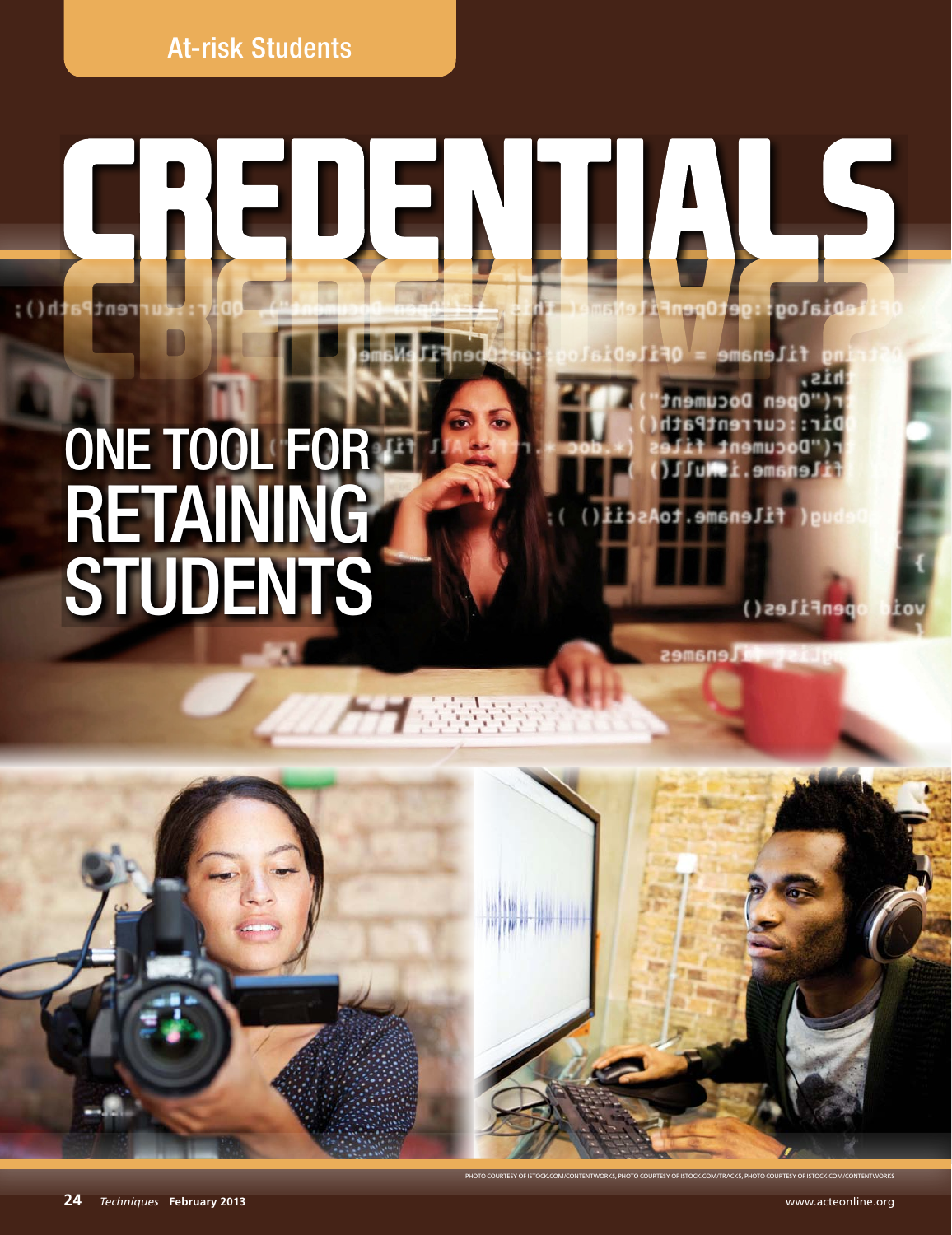At-risk Students

# CREDENTIALS

## ONE TOOL FOR RETAINING STUDENTS

PHOTO COURTESY OF ISTOCK.COM/CONTENTWORKS, PHOTO COURTESY OF ISTOCK.COM/TRACKS, PHOTO COURTESY OF ISTOCK.COM/CONTENTWORKS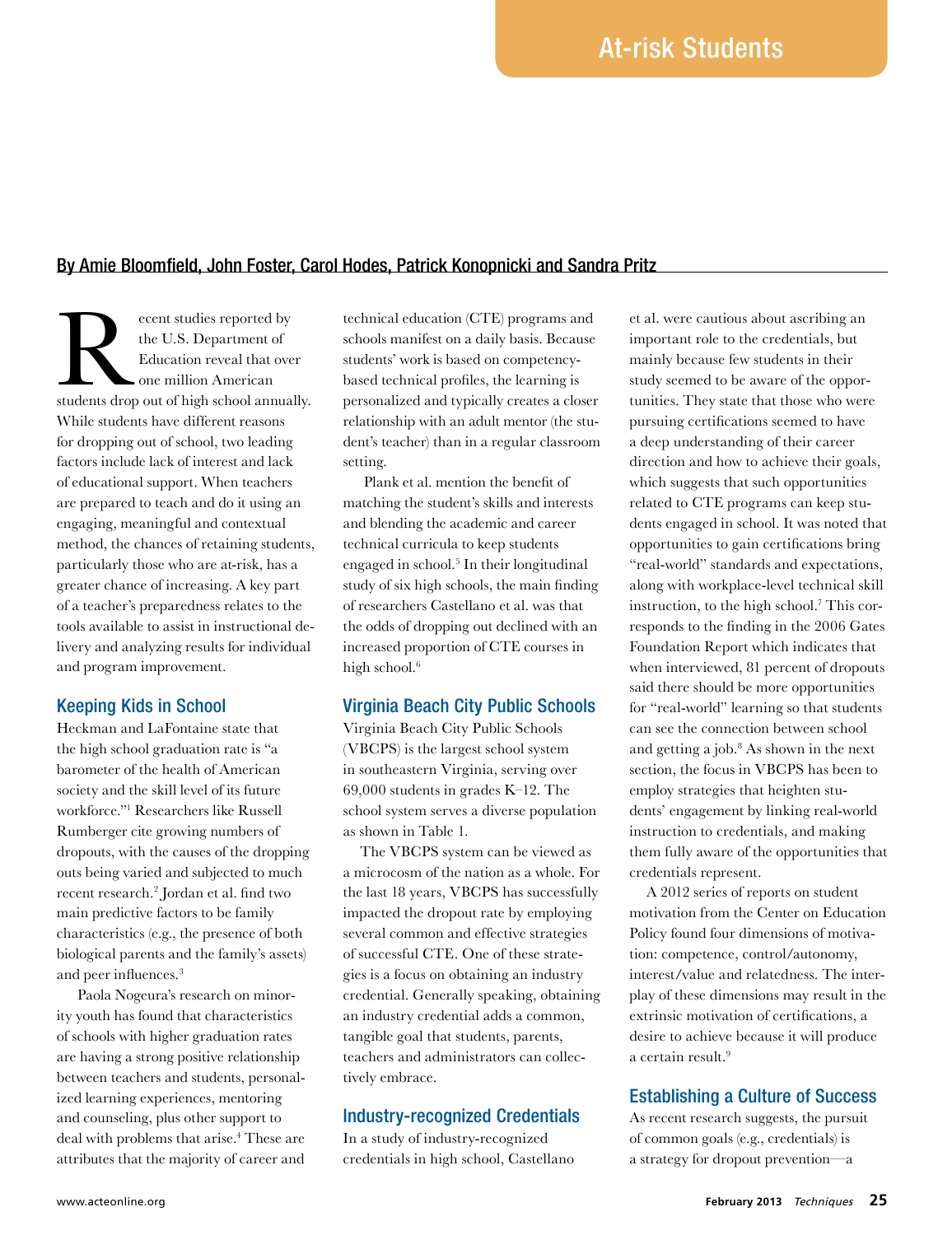# At-risk Students

By Amie Bloomfield, John Foster, Carol Hodes, Patrick Konopnicki and Sandra Pritz

Recent studies reported by the U.S. Department of Education reveal that over one million American students drop out of high school annually. While students have different reasons for dropping out of school, two leading factors include lack of interest and lack of educational support. When teachers are prepared to teach and do it using an engaging, meaningful and contextual method, the chances of retaining students, particularly those who are at-risk, has a greater chance of increasing. A key part of a teacher's preparedness relates to the tools available to assist in instructional delivery and analyzing results for individual and program improvement.

## Keeping Kids in School

Heckman and LaFontaine state that the high school graduation rate is "a barometer of the health of American society and the skill level of its future workforce."[1] Researchers like Russell Rumberger cite growing numbers of dropouts, with the causes of the dropping outs being varied and subjected to much recent research.[2] Jordan et al. find two main predictive factors to be family characteristics (e.g., the presence of both biological parents and the family's assets) and peer influences.[3]

Paola Nogeura's research on minority youth has found that characteristics of schools with higher graduation rates are having a strong positive relationship between teachers and students, personalized learning experiences, mentoring and counseling, plus other support to deal with problems that arise.[4] These are attributes that the majority of career and technical education (CTE) programs and schools manifest on a daily basis. Because students' work is based on competency-based technical profiles, the learning is personalized and typically creates a closer relationship with an adult mentor (the student's teacher) than in a regular classroom setting.

Plank et al. mention the benefit of matching the student's skills and interests and blending the academic and career technical curricula to keep students engaged in school.[5] In their longitudinal study of six high schools, the main finding of researchers Castellano et al. was that the odds of dropping out declined with an increased proportion of CTE courses in high school.[6]

## Virginia Beach City Public Schools

Virginia Beach City Public Schools (VBCPS) is the largest school system in southeastern Virginia, serving over 69,000 students in grades K–12. The school system serves a diverse population as shown in Table 1.

The VBCPS system can be viewed as a microcosm of the nation as a whole. For the last 18 years, VBCPS has successfully impacted the dropout rate by employing several common and effective strategies of successful CTE. One of these strategies is a focus on obtaining an industry credential. Generally speaking, obtaining an industry credential adds a common, tangible goal that students, parents, teachers and administrators can collectively embrace.

## Industry-recognized Credentials

In a study of industry-recognized credentials in high school, Castellano et al. were cautious about ascribing an important role to the credentials, but mainly because few students in their study seemed to be aware of the opportunities. They state that those who were pursuing certifications seemed to have a deep understanding of their career direction and how to achieve their goals, which suggests that such opportunities related to CTE programs can keep students engaged in school. It was noted that opportunities to gain certifications bring "real-world" standards and expectations, along with workplace-level technical skill instruction, to the high school.[7] This corresponds to the finding in the 2006 Gates Foundation Report which indicates that when interviewed, 81 percent of dropouts said there should be more opportunities for "real-world" learning so that students can see the connection between school and getting a job.[8] As shown in the next section, the focus in VBCPS has been to employ strategies that heighten students' engagement by linking real-world instruction to credentials, and making them fully aware of the opportunities that credentials represent.

A 2012 series of reports on student motivation from the Center on Education Policy found four dimensions of motivation: competence, control/autonomy, interest/value and relatedness. The interplay of these dimensions may result in the extrinsic motivation of certifications, a desire to achieve because it will produce a certain result.[9]

## Establishing a Culture of Success

As recent research suggests, the pursuit of common goals (e.g., credentials) is a strategy for dropout prevention—a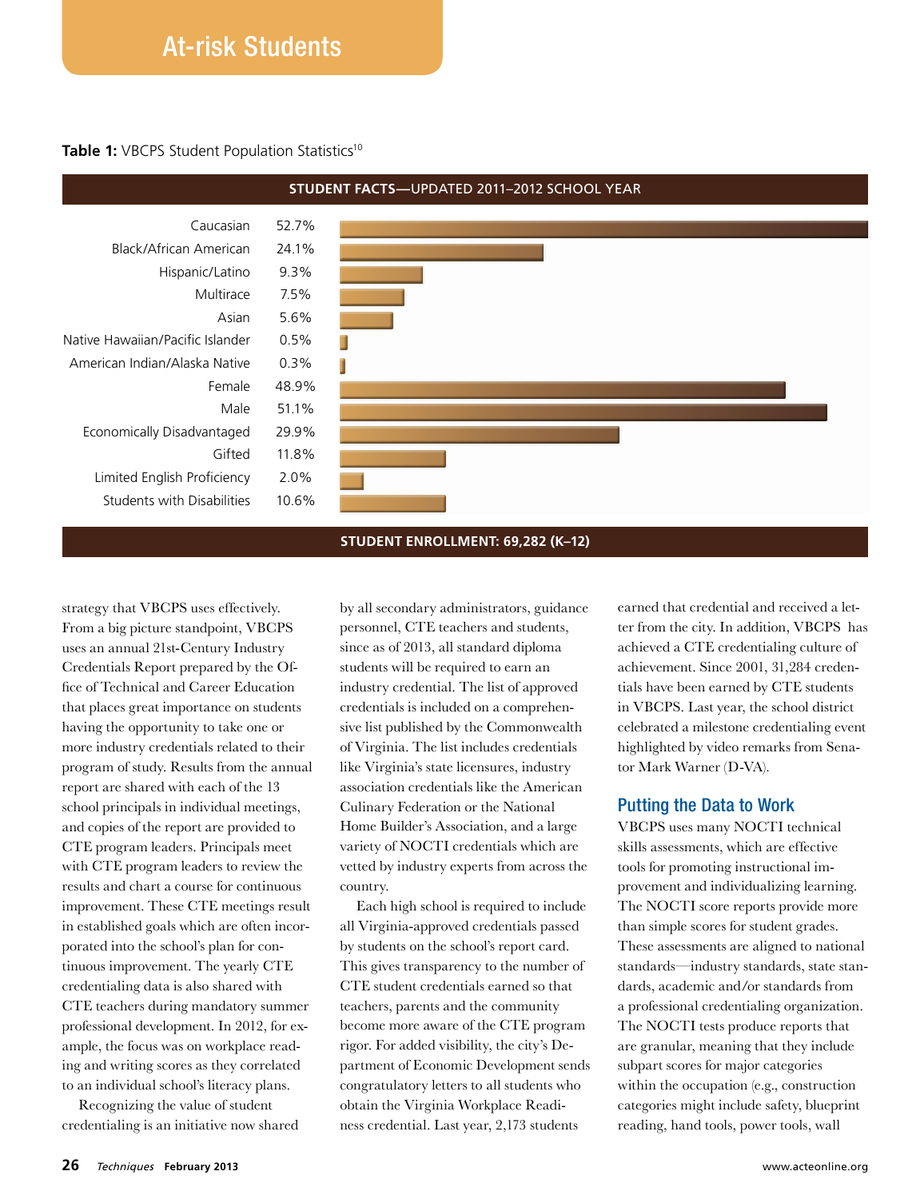## At-risk Students

**Table 1:** VBCPS Student Population Statistics[10]

| STUDENT FACTS—UPDATED 2011–2012 SCHOOL YEAR | |
|---|---|
| Caucasian | 52.7% |
| Black/African American | 24.1% |
| Hispanic/Latino | 9.3% |
| Multirace | 7.5% |
| Asian | 5.6% |
| Native Hawaiian/Pacific Islander | 0.5% |
| American Indian/Alaska Native | 0.3% |
| Female | 48.9% |
| Male | 51.1% |
| Economically Disadvantaged | 29.9% |
| Gifted | 11.8% |
| Limited English Proficiency | 2.0% |
| Students with Disabilities | 10.6% |
| **STUDENT ENROLLMENT: 69,282 (K–12)** | |

strategy that VBCPS uses effectively. From a big picture standpoint, VBCPS uses an annual 21st-Century Industry Credentials Report prepared by the Office of Technical and Career Education that places great importance on students having the opportunity to take one or more industry credentials related to their program of study. Results from the annual report are shared with each of the 13 school principals in individual meetings, and copies of the report are provided to CTE program leaders. Principals meet with CTE program leaders to review the results and chart a course for continuous improvement. These CTE meetings result in established goals which are often incorporated into the school's plan for continuous improvement. The yearly CTE credentialing data is also shared with CTE teachers during mandatory summer professional development. In 2012, for example, the focus was on workplace reading and writing scores as they correlated to an individual school's literacy plans.

Recognizing the value of student credentialing is an initiative now shared by all secondary administrators, guidance personnel, CTE teachers and students, since as of 2013, all standard diploma students will be required to earn an industry credential. The list of approved credentials is included on a comprehensive list published by the Commonwealth of Virginia. The list includes credentials like Virginia's state licensures, industry association credentials like the American Culinary Federation or the National Home Builder's Association, and a large variety of NOCTI credentials which are vetted by industry experts from across the country.

Each high school is required to include all Virginia-approved credentials passed by students on the school's report card. This gives transparency to the number of CTE student credentials earned so that teachers, parents and the community become more aware of the CTE program rigor. For added visibility, the city's Department of Economic Development sends congratulatory letters to all students who obtain the Virginia Workplace Readiness credential. Last year, 2,173 students earned that credential and received a letter from the city. In addition, VBCPS has achieved a CTE credentialing culture of achievement. Since 2001, 31,284 credentials have been earned by CTE students in VBCPS. Last year, the school district celebrated a milestone credentialing event highlighted by video remarks from Senator Mark Warner (D-VA).

### Putting the Data to Work

VBCPS uses many NOCTI technical skills assessments, which are effective tools for promoting instructional improvement and individualizing learning. The NOCTI score reports provide more than simple scores for student grades. These assessments are aligned to national standards—industry standards, state standards, academic and/or standards from a professional credentialing organization. The NOCTI tests produce reports that are granular, meaning that they include subpart scores for major categories within the occupation (e.g., construction categories might include safety, blueprint reading, hand tools, power tools, wall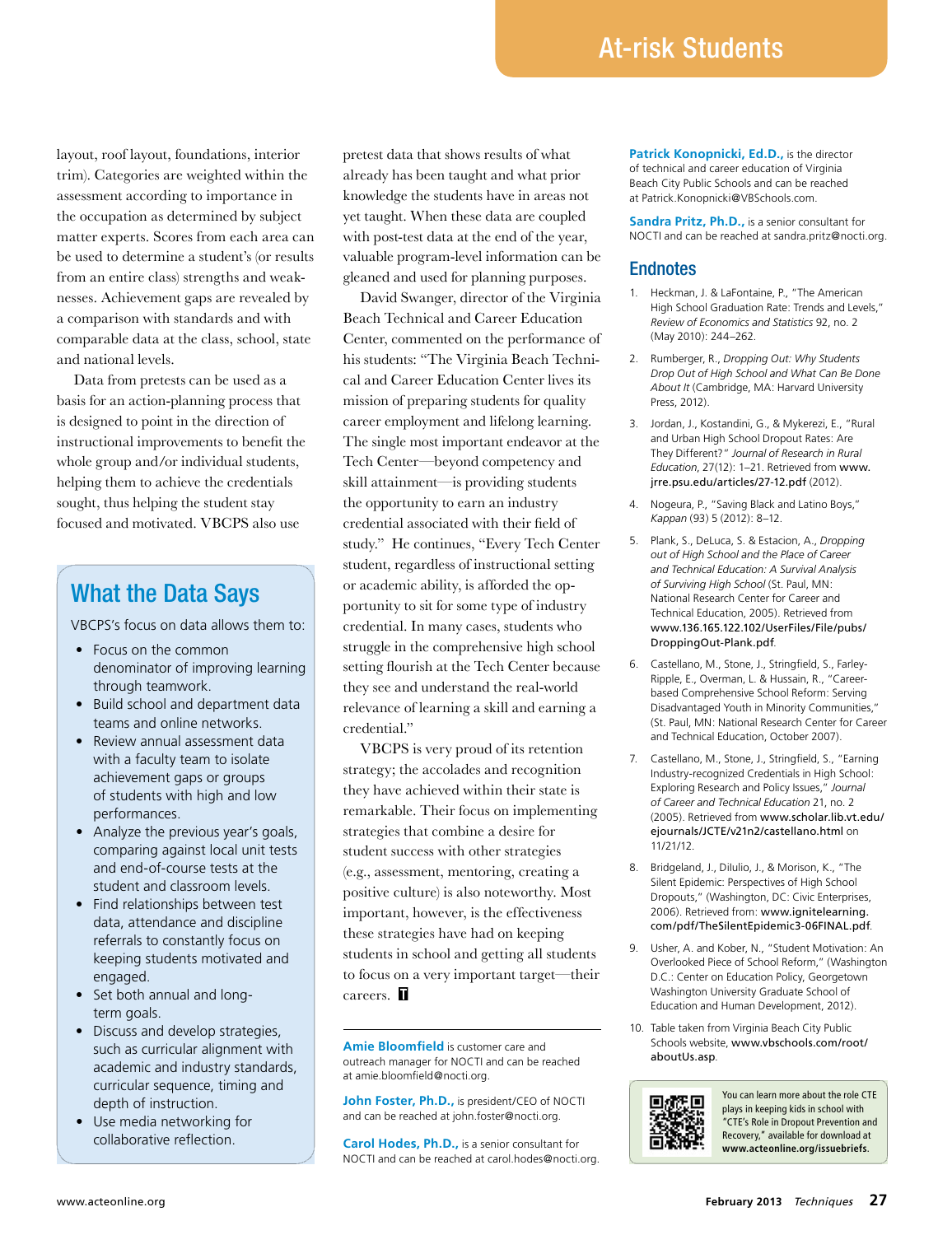layout, roof layout, foundations, interior trim). Categories are weighted within the assessment according to importance in the occupation as determined by subject matter experts. Scores from each area can be used to determine a student's (or results from an entire class) strengths and weaknesses. Achievement gaps are revealed by a comparison with standards and with comparable data at the class, school, state and national levels.

Data from pretests can be used as a basis for an action-planning process that is designed to point in the direction of instructional improvements to benefit the whole group and/or individual students, helping them to achieve the credentials sought, thus helping the student stay focused and motivated. VBCPS also use pretest data that shows results of what already has been taught and what prior knowledge the students have in areas not yet taught. When these data are coupled with post-test data at the end of the year, valuable program-level information can be gleaned and used for planning purposes.

David Swanger, director of the Virginia Beach Technical and Career Education Center, commented on the performance of his students: "The Virginia Beach Technical and Career Education Center lives its mission of preparing students for quality career employment and lifelong learning. The single most important endeavor at the Tech Center—beyond competency and skill attainment—is providing students the opportunity to earn an industry credential associated with their field of study." He continues, "Every Tech Center student, regardless of instructional setting or academic ability, is afforded the opportunity to sit for some type of industry credential. In many cases, students who struggle in the comprehensive high school setting flourish at the Tech Center because they see and understand the real-world relevance of learning a skill and earning a credential."

VBCPS is very proud of its retention strategy; the accolades and recognition they have achieved within their state is remarkable. Their focus on implementing strategies that combine a desire for student success with other strategies (e.g., assessment, mentoring, creating a positive culture) is also noteworthy. Most important, however, is the effectiveness these strategies have had on keeping students in school and getting all students to focus on a very important target—their careers.

## What the Data Says

VBCPS's focus on data allows them to:

- Focus on the common denominator of improving learning through teamwork.
- Build school and department data teams and online networks.
- Review annual assessment data with a faculty team to isolate achievement gaps or groups of students with high and low performances.
- Analyze the previous year's goals, comparing against local unit tests and end-of-course tests at the student and classroom levels.
- Find relationships between test data, attendance and discipline referrals to constantly focus on keeping students motivated and engaged.
- Set both annual and long-term goals.
- Discuss and develop strategies, such as curricular alignment with academic and industry standards, curricular sequence, timing and depth of instruction.
- Use media networking for collaborative reflection.

---

**Amie Bloomfield** is customer care and outreach manager for NOCTI and can be reached at amie.bloomfield@nocti.org.

**John Foster, Ph.D.,** is president/CEO of NOCTI and can be reached at john.foster@nocti.org.

**Carol Hodes, Ph.D.,** is a senior consultant for NOCTI and can be reached at carol.hodes@nocti.org.

**Patrick Konopnicki, Ed.D.,** is the director of technical and career education of Virginia Beach City Public Schools and can be reached at Patrick.Konopnicki@VBSchools.com.

**Sandra Pritz, Ph.D.,** is a senior consultant for NOCTI and can be reached at sandra.pritz@nocti.org.

## Endnotes

1. Heckman, J. & LaFontaine, P., "The American High School Graduation Rate: Trends and Levels," *Review of Economics and Statistics* 92, no. 2 (May 2010): 244–262.
2. Rumberger, R., *Dropping Out: Why Students Drop Out of High School and What Can Be Done About It* (Cambridge, MA: Harvard University Press, 2012).
3. Jordan, J., Kostandini, G., & Mykerezi, E., "Rural and Urban High School Dropout Rates: Are They Different?" *Journal of Research in Rural Education*, 27(12): 1–21. Retrieved from www.jrre.psu.edu/articles/27-12.pdf (2012).
4. Nogeura, P., "Saving Black and Latino Boys," *Kappan* (93) 5 (2012): 8–12.
5. Plank, S., DeLuca, S. & Estacion, A., *Dropping out of High School and the Place of Career and Technical Education: A Survival Analysis of Surviving High School* (St. Paul, MN: National Research Center for Career and Technical Education, 2005). Retrieved from www.136.165.122.102/UserFiles/File/pubs/DroppingOut-Plank.pdf.
6. Castellano, M., Stone, J., Stringfield, S., Farley-Ripple, E., Overman, L. & Hussain, R., "Career-based Comprehensive School Reform: Serving Disadvantaged Youth in Minority Communities," (St. Paul, MN: National Research Center for Career and Technical Education, October 2007).
7. Castellano, M., Stone, J., Stringfield, S., "Earning Industry-recognized Credentials in High School: Exploring Research and Policy Issues," *Journal of Career and Technical Education* 21, no. 2 (2005). Retrieved from www.scholar.lib.vt.edu/ejournals/JCTE/v21n2/castellano.html on 11/21/12.
8. Bridgeland, J., Dilulio, J., & Morison, K., "The Silent Epidemic: Perspectives of High School Dropouts," (Washington, DC: Civic Enterprises, 2006). Retrieved from: www.ignitelearning.com/pdf/TheSilentEpidemic3-06FINAL.pdf.
9. Usher, A. and Kober, N., "Student Motivation: An Overlooked Piece of School Reform," (Washington D.C.: Center on Education Policy, Georgetown Washington University Graduate School of Education and Human Development, 2012).
10. Table taken from Virginia Beach City Public Schools website, www.vbschools.com/root/aboutUs.asp.

You can learn more about the role CTE plays in keeping kids in school with "CTE's Role in Dropout Prevention and Recovery," available for download at **www.acteonline.org/issuebriefs**.